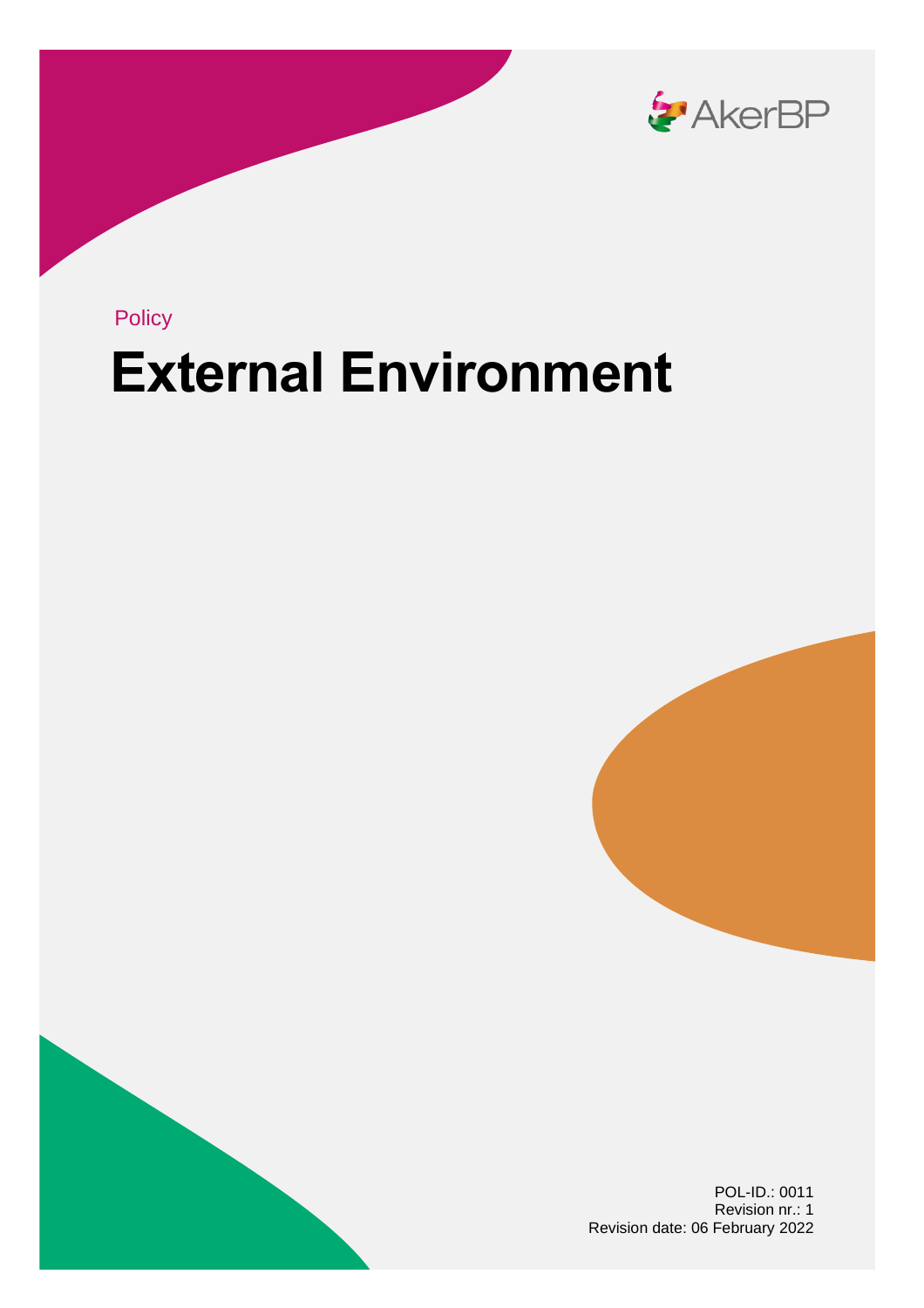Policy

# External Environment

POL-ID.: 0011
Revision nr.: 1
Revision date: 06 February 2022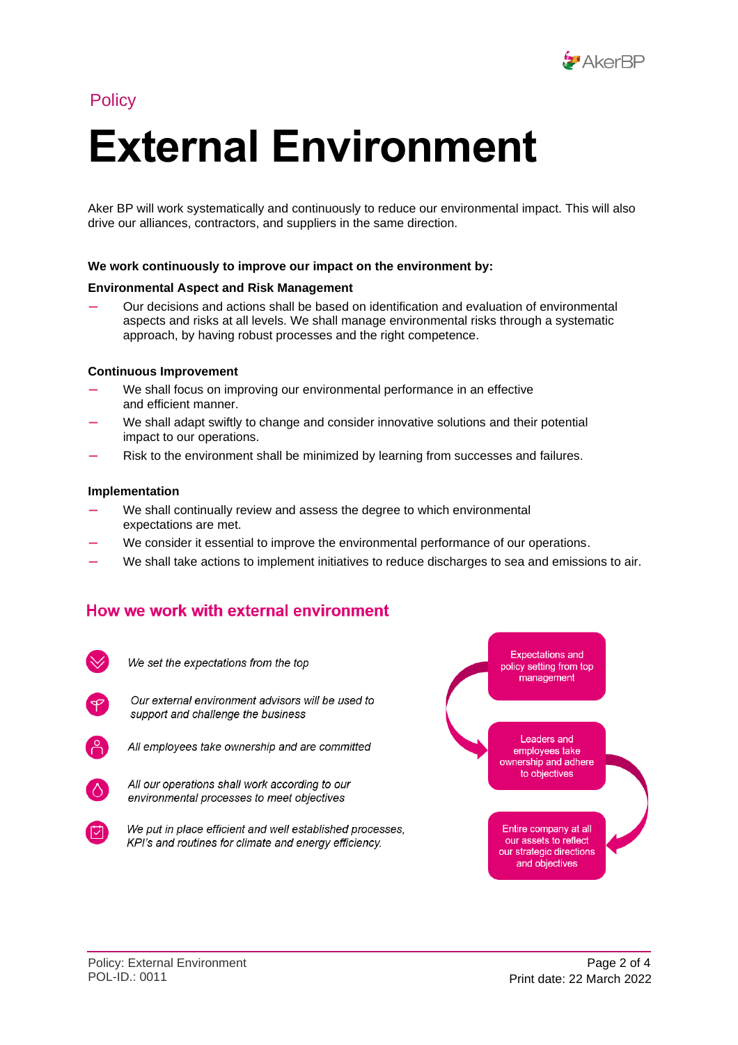Policy

# External Environment

Aker BP will work systematically and continuously to reduce our environmental impact. This will also drive our alliances, contractors, and suppliers in the same direction.

**We work continuously to improve our impact on the environment by:**

**Environmental Aspect and Risk Management**

- Our decisions and actions shall be based on identification and evaluation of environmental aspects and risks at all levels. We shall manage environmental risks through a systematic approach, by having robust processes and the right competence.

**Continuous Improvement**

- We shall focus on improving our environmental performance in an effective and efficient manner.
- We shall adapt swiftly to change and consider innovative solutions and their potential impact to our operations.
- Risk to the environment shall be minimized by learning from successes and failures.

**Implementation**

- We shall continually review and assess the degree to which environmental expectations are met.
- We consider it essential to improve the environmental performance of our operations.
- We shall take actions to implement initiatives to reduce discharges to sea and emissions to air.

## How we work with external environment

- *We set the expectations from the top*
- *Our external environment advisors will be used to support and challenge the business*
- *All employees take ownership and are committed*
- *All our operations shall work according to our environmental processes to meet objectives*
- *We put in place efficient and well established processes, KPI's and routines for climate and energy efficiency.*

Expectations and policy setting from top management

Leaders and employees take ownership and adhere to objectives

Entire company at all our assets to reflect our strategic directions and objectives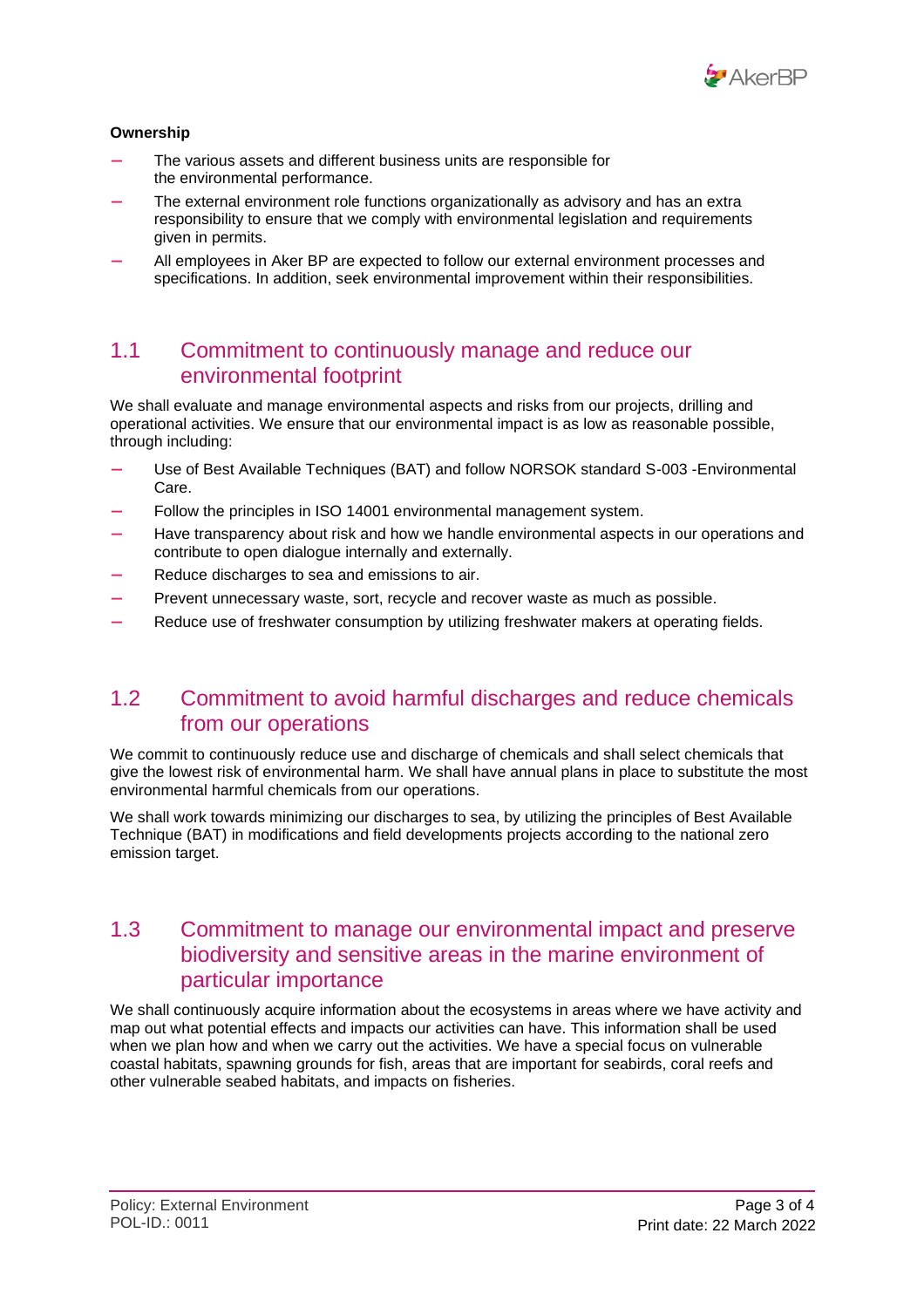**Ownership**

- The various assets and different business units are responsible for the environmental performance.
- The external environment role functions organizationally as advisory and has an extra responsibility to ensure that we comply with environmental legislation and requirements given in permits.
- All employees in Aker BP are expected to follow our external environment processes and specifications. In addition, seek environmental improvement within their responsibilities.

## 1.1 Commitment to continuously manage and reduce our environmental footprint

We shall evaluate and manage environmental aspects and risks from our projects, drilling and operational activities. We ensure that our environmental impact is as low as reasonable possible, through including:

- Use of Best Available Techniques (BAT) and follow NORSOK standard S-003 -Environmental Care.
- Follow the principles in ISO 14001 environmental management system.
- Have transparency about risk and how we handle environmental aspects in our operations and contribute to open dialogue internally and externally.
- Reduce discharges to sea and emissions to air.
- Prevent unnecessary waste, sort, recycle and recover waste as much as possible.
- Reduce use of freshwater consumption by utilizing freshwater makers at operating fields.

## 1.2 Commitment to avoid harmful discharges and reduce chemicals from our operations

We commit to continuously reduce use and discharge of chemicals and shall select chemicals that give the lowest risk of environmental harm. We shall have annual plans in place to substitute the most environmental harmful chemicals from our operations.

We shall work towards minimizing our discharges to sea, by utilizing the principles of Best Available Technique (BAT) in modifications and field developments projects according to the national zero emission target.

## 1.3 Commitment to manage our environmental impact and preserve biodiversity and sensitive areas in the marine environment of particular importance

We shall continuously acquire information about the ecosystems in areas where we have activity and map out what potential effects and impacts our activities can have. This information shall be used when we plan how and when we carry out the activities. We have a special focus on vulnerable coastal habitats, spawning grounds for fish, areas that are important for seabirds, coral reefs and other vulnerable seabed habitats, and impacts on fisheries.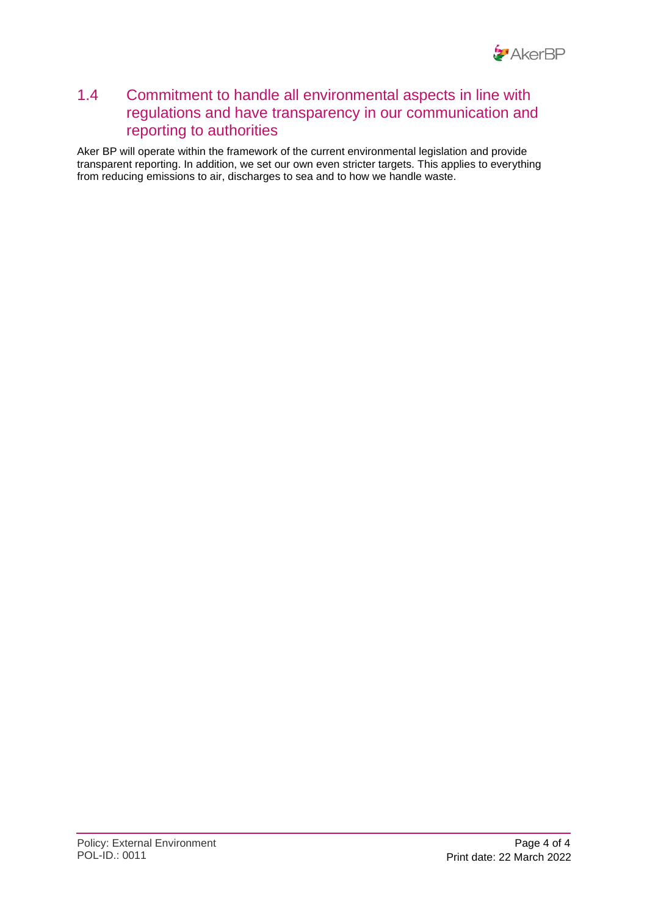## 1.4 Commitment to handle all environmental aspects in line with regulations and have transparency in our communication and reporting to authorities

Aker BP will operate within the framework of the current environmental legislation and provide transparent reporting. In addition, we set our own even stricter targets. This applies to everything from reducing emissions to air, discharges to sea and to how we handle waste.